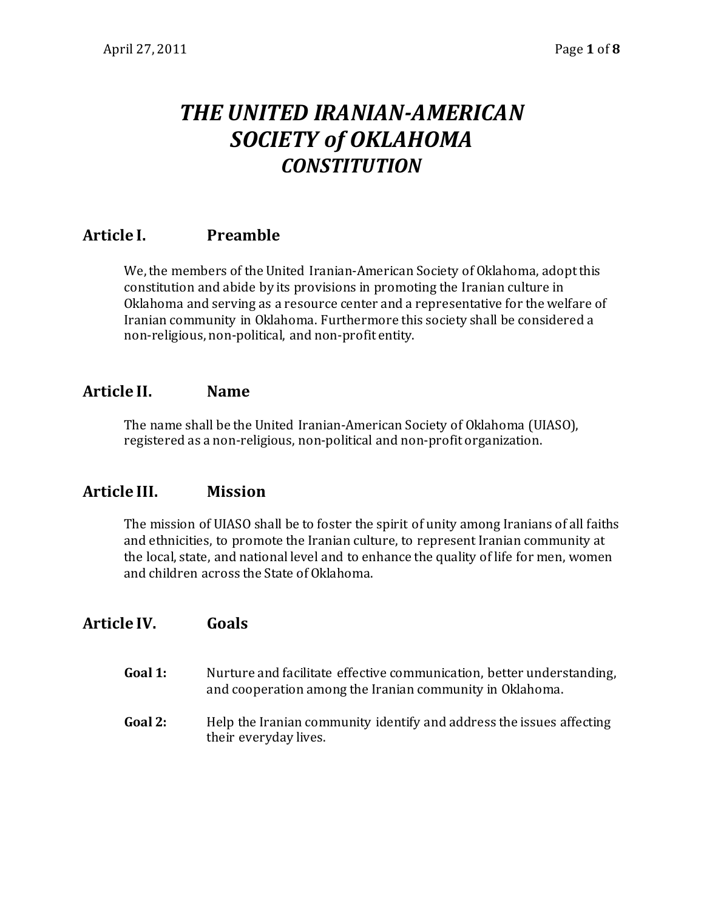# *THE UNITED IRANIAN-AMERICAN SOCIETY of OKLAHOMA CONSTITUTION*

## Article I. Preamble

We, the members of the United Iranian-American Society of Oklahoma, adopt this constitution and abide by its provisions in promoting the Iranian culture in Oklahoma and serving as a resource center and a representative for the welfare of Iranian community in Oklahoma. Furthermore this society shall be considered a non-religious, non-political, and non-profit entity.

## Article II. Name

The name shall be the United Iranian-American Society of Oklahoma (UIASO), registered as a non-religious, non-political and non-profit organization.

## Article III. Mission

The mission of UIASO shall be to foster the spirit of unity among Iranians of all faiths and ethnicities, to promote the Iranian culture, to represent Iranian community at the local, state, and national level and to enhance the quality of life for men, women and children across the State of Oklahoma.

## Article IV. Goals

**Goal 1:** Nurture and facilitate effective communication, better understanding, and cooperation among the Iranian community in Oklahoma.

**Goal 2:** Help the Iranian community identify and address the issues affecting their everyday lives.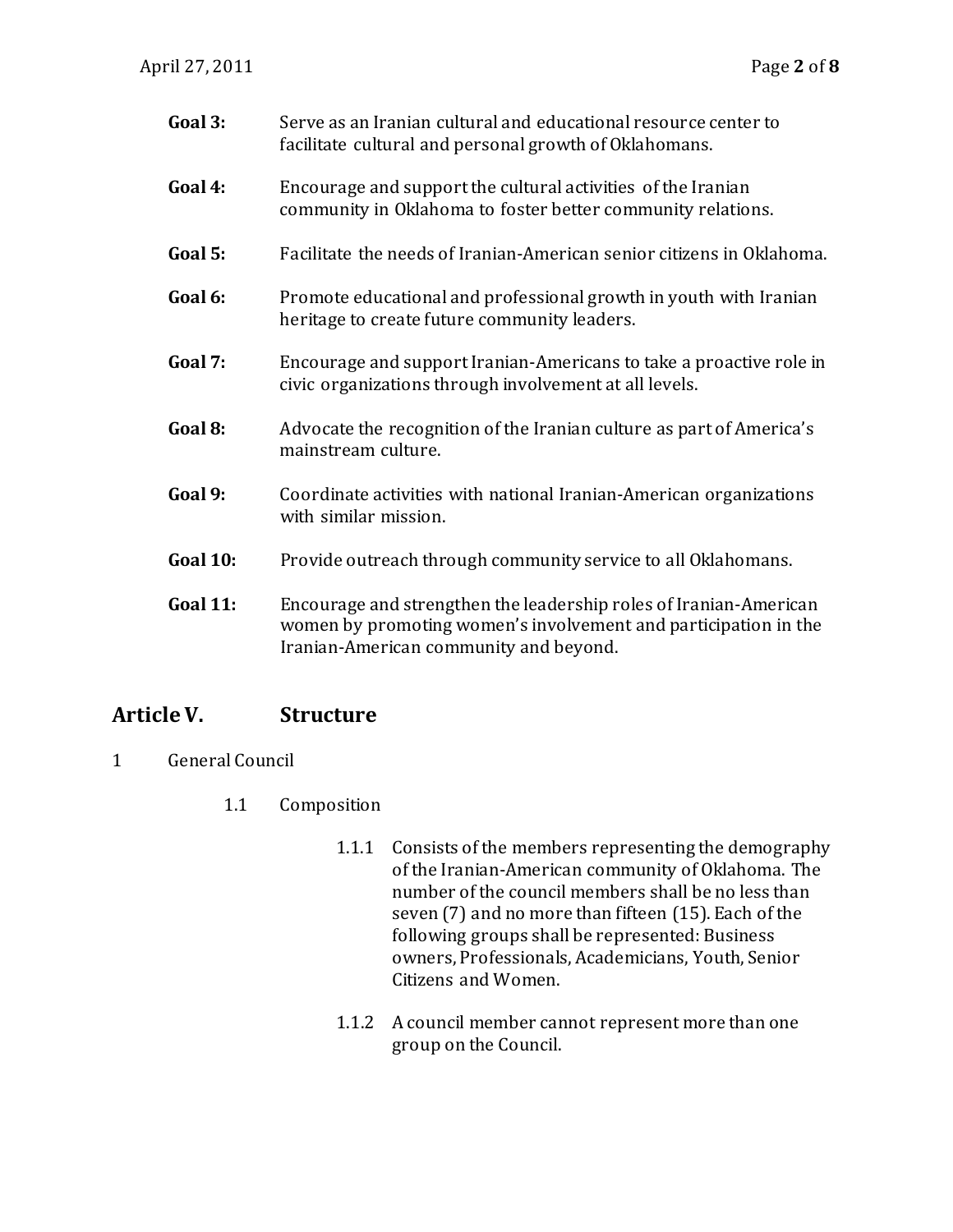**Goal 3:** Serve as an Iranian cultural and educational resource center to facilitate cultural and personal growth of Oklahomans.

**Goal 4:** Encourage and support the cultural activities of the Iranian community in Oklahoma to foster better community relations.

**Goal 5:** Facilitate the needs of Iranian-American senior citizens in Oklahoma.

**Goal 6:** Promote educational and professional growth in youth with Iranian heritage to create future community leaders.

**Goal 7:** Encourage and support Iranian-Americans to take a proactive role in civic organizations through involvement at all levels.

**Goal 8:** Advocate the recognition of the Iranian culture as part of America's mainstream culture.

**Goal 9:** Coordinate activities with national Iranian-American organizations with similar mission.

**Goal 10:** Provide outreach through community service to all Oklahomans.

**Goal 11:** Encourage and strengthen the leadership roles of Iranian-American women by promoting women's involvement and participation in the Iranian-American community and beyond.

## Article V. Structure

1 General Council

1.1 Composition

1.1.1 Consists of the members representing the demography of the Iranian-American community of Oklahoma. The number of the council members shall be no less than seven (7) and no more than fifteen (15). Each of the following groups shall be represented: Business owners, Professionals, Academicians, Youth, Senior Citizens and Women.

1.1.2 A council member cannot represent more than one group on the Council.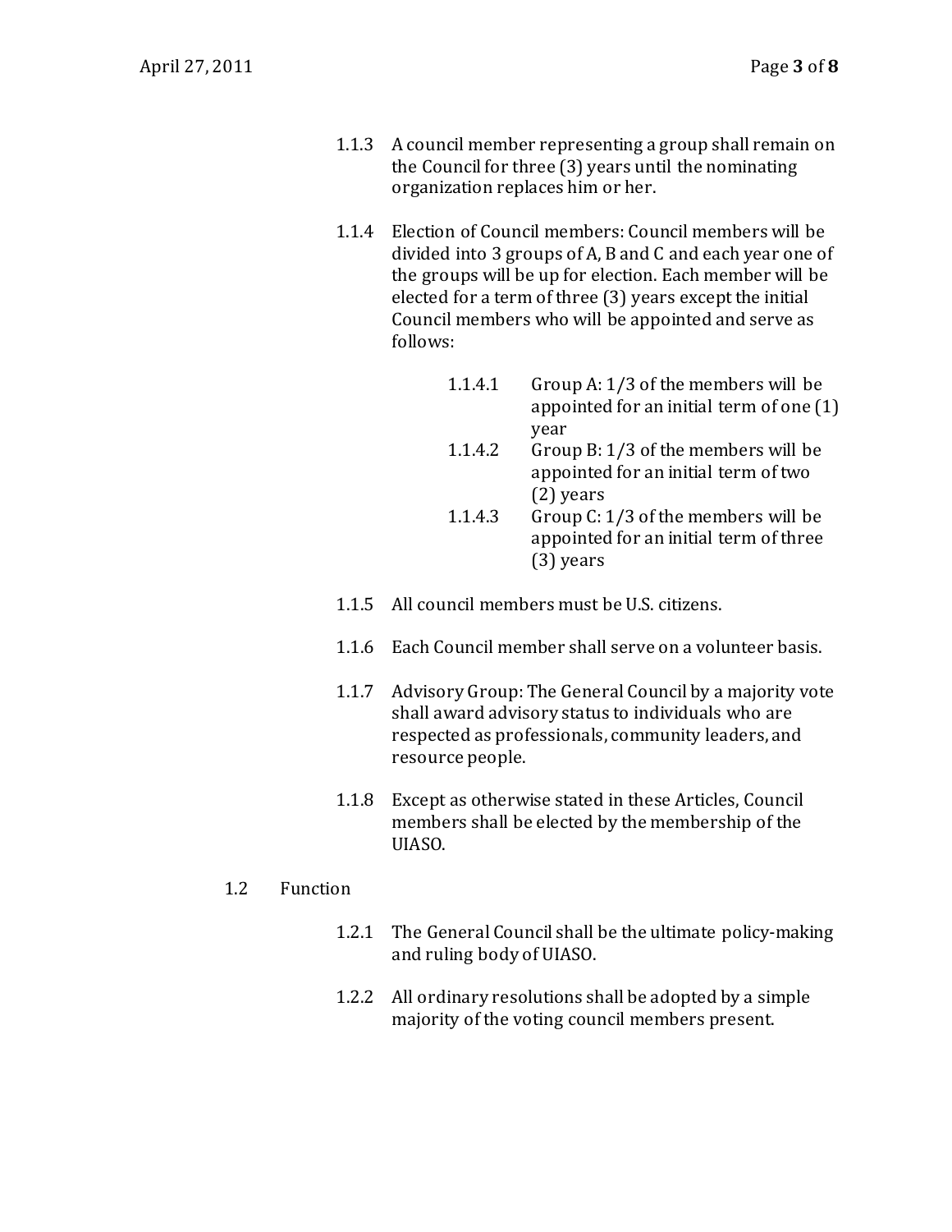1.1.3 A council member representing a group shall remain on the Council for three (3) years until the nominating organization replaces him or her.

1.1.4 Election of Council members: Council members will be divided into 3 groups of A, B and C and each year one of the groups will be up for election. Each member will be elected for a term of three (3) years except the initial Council members who will be appointed and serve as follows:

- 1.1.4.1 Group A: 1/3 of the members will be appointed for an initial term of one (1) year
- 1.1.4.2 Group B: 1/3 of the members will be appointed for an initial term of two (2) years
- 1.1.4.3 Group C: 1/3 of the members will be appointed for an initial term of three (3) years

1.1.5 All council members must be U.S. citizens.

1.1.6 Each Council member shall serve on a volunteer basis.

1.1.7 Advisory Group: The General Council by a majority vote shall award advisory status to individuals who are respected as professionals, community leaders, and resource people.

1.1.8 Except as otherwise stated in these Articles, Council members shall be elected by the membership of the UIASO.

1.2 Function

1.2.1 The General Council shall be the ultimate policy-making and ruling body of UIASO.

1.2.2 All ordinary resolutions shall be adopted by a simple majority of the voting council members present.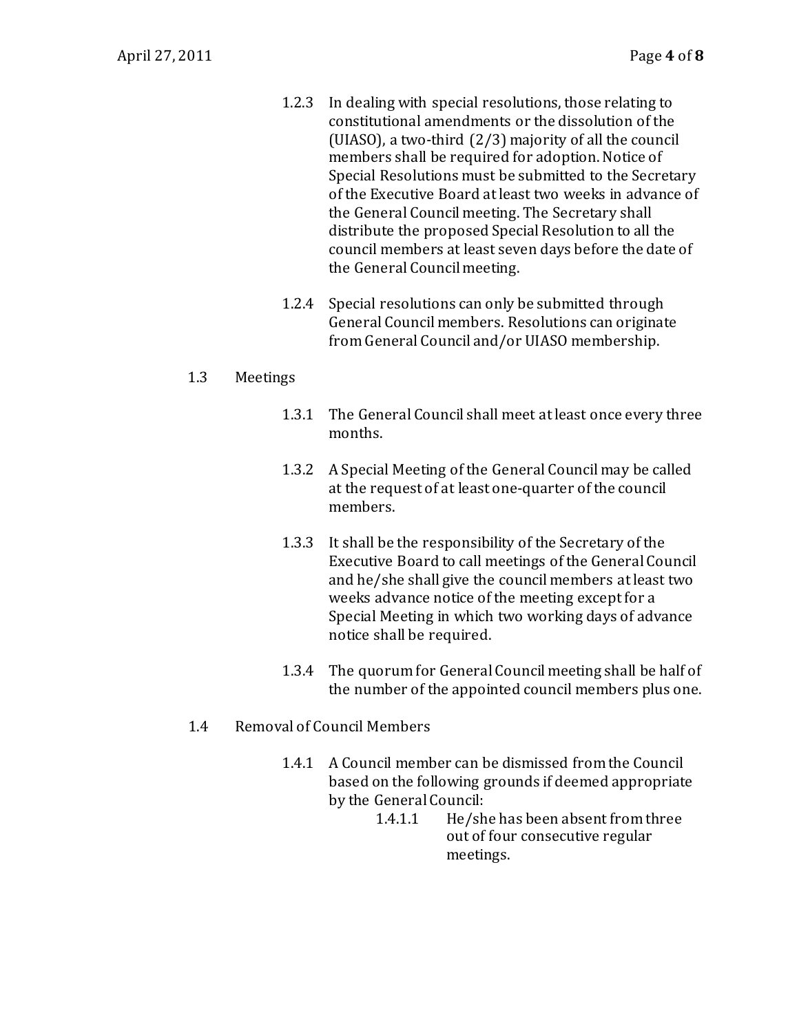1.2.3 In dealing with special resolutions, those relating to constitutional amendments or the dissolution of the (UIASO), a two-third (2/3) majority of all the council members shall be required for adoption. Notice of Special Resolutions must be submitted to the Secretary of the Executive Board at least two weeks in advance of the General Council meeting. The Secretary shall distribute the proposed Special Resolution to all the council members at least seven days before the date of the General Council meeting.

1.2.4 Special resolutions can only be submitted through General Council members. Resolutions can originate from General Council and/or UIASO membership.

1.3 Meetings

1.3.1 The General Council shall meet at least once every three months.

1.3.2 A Special Meeting of the General Council may be called at the request of at least one-quarter of the council members.

1.3.3 It shall be the responsibility of the Secretary of the Executive Board to call meetings of the General Council and he/she shall give the council members at least two weeks advance notice of the meeting except for a Special Meeting in which two working days of advance notice shall be required.

1.3.4 The quorum for General Council meeting shall be half of the number of the appointed council members plus one.

1.4 Removal of Council Members

1.4.1 A Council member can be dismissed from the Council based on the following grounds if deemed appropriate by the General Council:

1.4.1.1 He/she has been absent from three out of four consecutive regular meetings.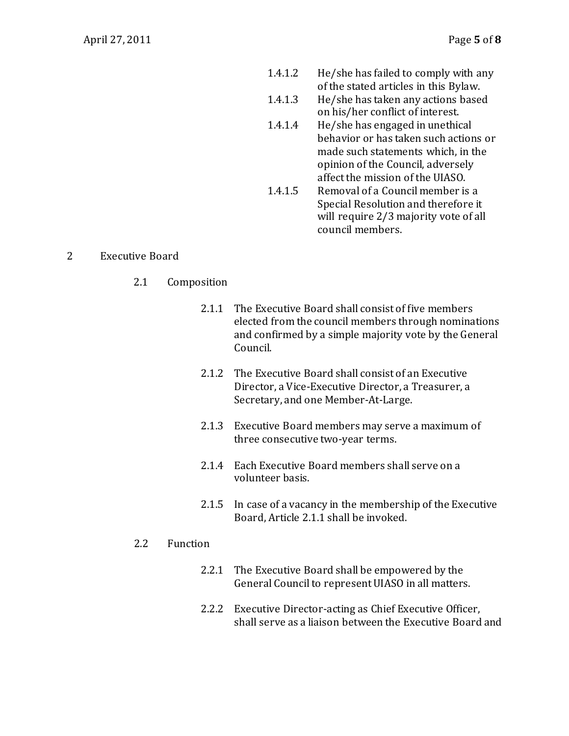1.4.1.2 He/she has failed to comply with any of the stated articles in this Bylaw.

1.4.1.3 He/she has taken any actions based on his/her conflict of interest.

1.4.1.4 He/she has engaged in unethical behavior or has taken such actions or made such statements which, in the opinion of the Council, adversely affect the mission of the UIASO.

1.4.1.5 Removal of a Council member is a Special Resolution and therefore it will require 2/3 majority vote of all council members.

## 2 Executive Board

### 2.1 Composition

2.1.1 The Executive Board shall consist of five members elected from the council members through nominations and confirmed by a simple majority vote by the General Council.

2.1.2 The Executive Board shall consist of an Executive Director, a Vice-Executive Director, a Treasurer, a Secretary, and one Member-At-Large.

2.1.3 Executive Board members may serve a maximum of three consecutive two-year terms.

2.1.4 Each Executive Board members shall serve on a volunteer basis.

2.1.5 In case of a vacancy in the membership of the Executive Board, Article 2.1.1 shall be invoked.

### 2.2 Function

2.2.1 The Executive Board shall be empowered by the General Council to represent UIASO in all matters.

2.2.2 Executive Director-acting as Chief Executive Officer, shall serve as a liaison between the Executive Board and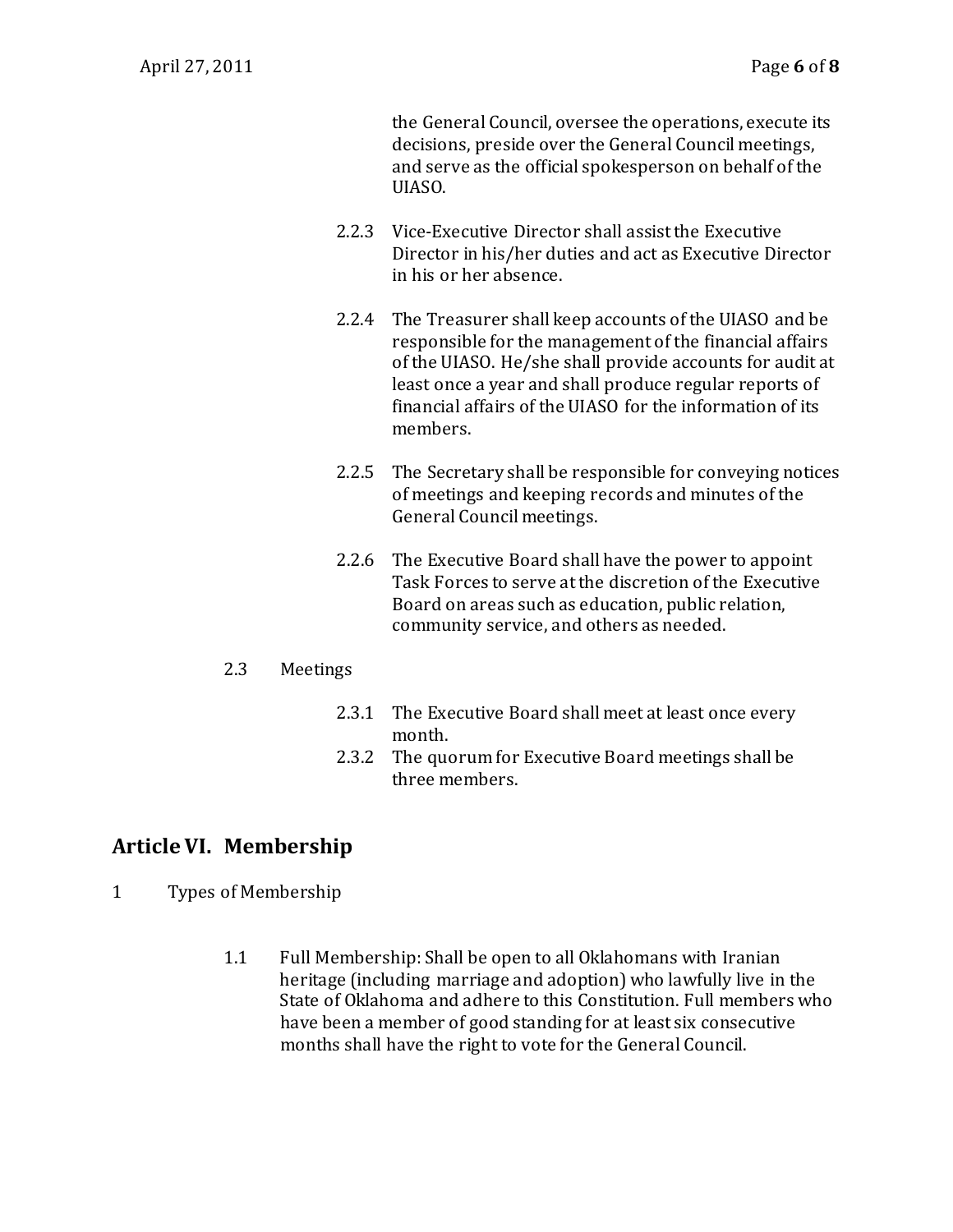the General Council, oversee the operations, execute its decisions, preside over the General Council meetings, and serve as the official spokesperson on behalf of the UIASO.

2.2.3 Vice-Executive Director shall assist the Executive Director in his/her duties and act as Executive Director in his or her absence.

2.2.4 The Treasurer shall keep accounts of the UIASO and be responsible for the management of the financial affairs of the UIASO. He/she shall provide accounts for audit at least once a year and shall produce regular reports of financial affairs of the UIASO for the information of its members.

2.2.5 The Secretary shall be responsible for conveying notices of meetings and keeping records and minutes of the General Council meetings.

2.2.6 The Executive Board shall have the power to appoint Task Forces to serve at the discretion of the Executive Board on areas such as education, public relation, community service, and others as needed.

2.3 Meetings

2.3.1 The Executive Board shall meet at least once every month.

2.3.2 The quorum for Executive Board meetings shall be three members.

## Article VI. Membership

1 Types of Membership

1.1 Full Membership: Shall be open to all Oklahomans with Iranian heritage (including marriage and adoption) who lawfully live in the State of Oklahoma and adhere to this Constitution. Full members who have been a member of good standing for at least six consecutive months shall have the right to vote for the General Council.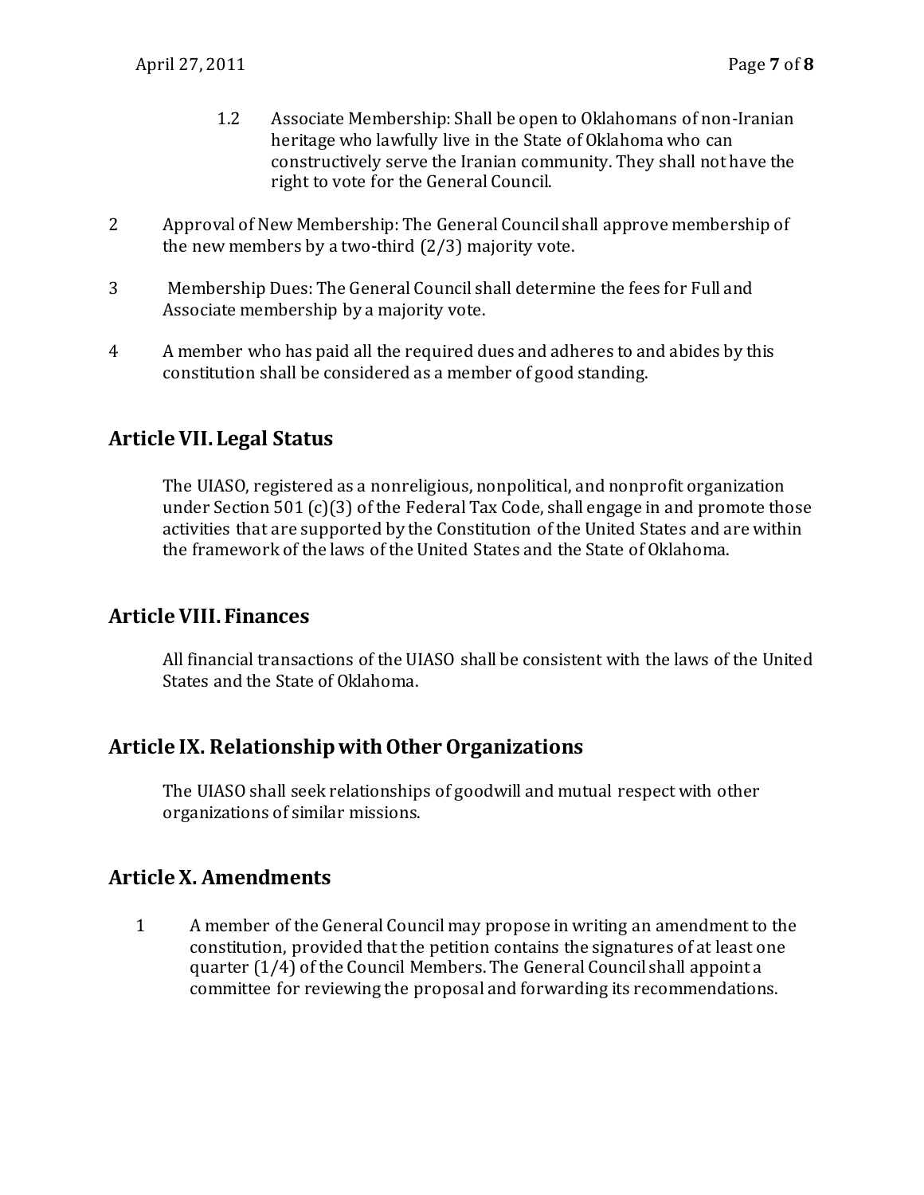1.2 Associate Membership: Shall be open to Oklahomans of non-Iranian heritage who lawfully live in the State of Oklahoma who can constructively serve the Iranian community. They shall not have the right to vote for the General Council.

2 Approval of New Membership: The General Council shall approve membership of the new members by a two-third (2/3) majority vote.

3 Membership Dues: The General Council shall determine the fees for Full and Associate membership by a majority vote.

4 A member who has paid all the required dues and adheres to and abides by this constitution shall be considered as a member of good standing.

## Article VII. Legal Status

The UIASO, registered as a nonreligious, nonpolitical, and nonprofit organization under Section 501 (c)(3) of the Federal Tax Code, shall engage in and promote those activities that are supported by the Constitution of the United States and are within the framework of the laws of the United States and the State of Oklahoma.

## Article VIII. Finances

All financial transactions of the UIASO shall be consistent with the laws of the United States and the State of Oklahoma.

## Article IX. Relationship with Other Organizations

The UIASO shall seek relationships of goodwill and mutual respect with other organizations of similar missions.

## Article X. Amendments

1 A member of the General Council may propose in writing an amendment to the constitution, provided that the petition contains the signatures of at least one quarter (1/4) of the Council Members. The General Council shall appoint a committee for reviewing the proposal and forwarding its recommendations.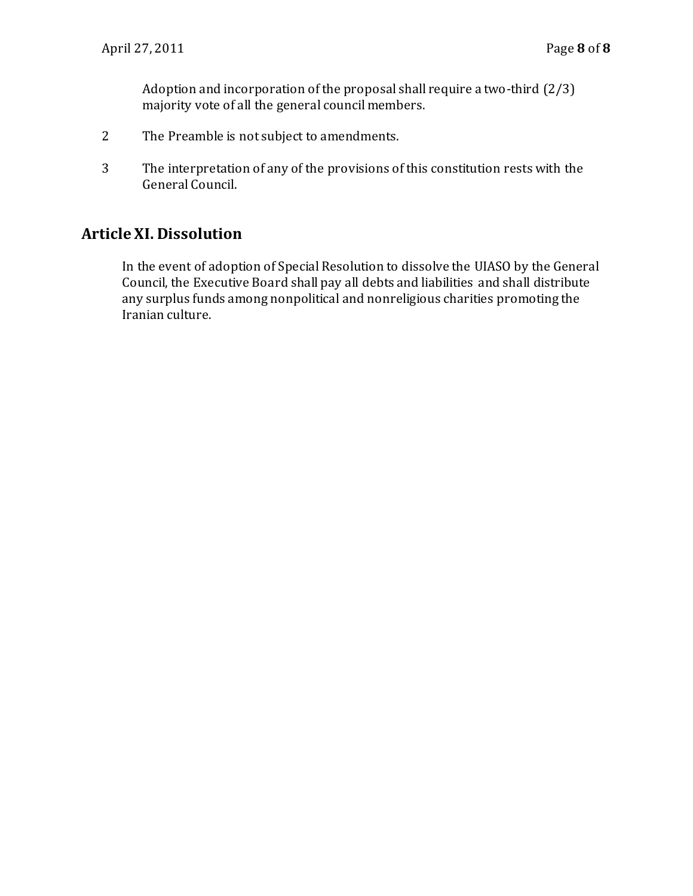Adoption and incorporation of the proposal shall require a two-third (2/3) majority vote of all the general council members.

2 The Preamble is not subject to amendments.

3 The interpretation of any of the provisions of this constitution rests with the General Council.

## Article XI. Dissolution

In the event of adoption of Special Resolution to dissolve the UIASO by the General Council, the Executive Board shall pay all debts and liabilities and shall distribute any surplus funds among nonpolitical and nonreligious charities promoting the Iranian culture.